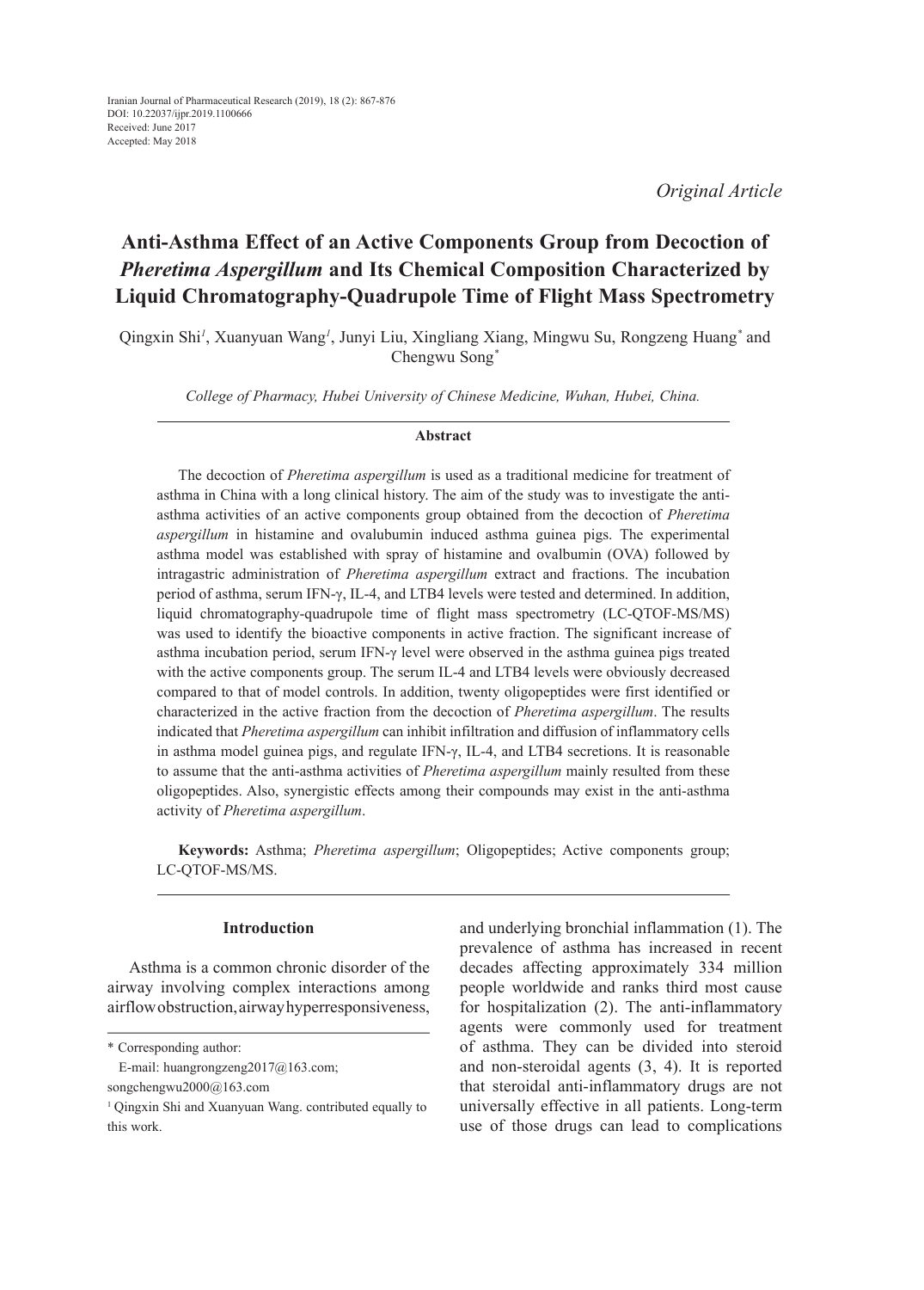Iranian Journal of Pharmaceutical Research (2019), 18 (2): 867-876
DOI: 10.22037/ijpr.2019.1100666
Received: June 2017
Accepted: May 2018

*Original Article*

# Anti-Asthma Effect of an Active Components Group from Decoction of *Pheretima Aspergillum* and Its Chemical Composition Characterized by Liquid Chromatography-Quadrupole Time of Flight Mass Spectrometry

Qingxin Shi[1], Xuanyuan Wang[1], Junyi Liu, Xingliang Xiang, Mingwu Su, Rongzeng Huang* and Chengwu Song*

*College of Pharmacy, Hubei University of Chinese Medicine, Wuhan, Hubei, China.*

## Abstract

The decoction of *Pheretima aspergillum* is used as a traditional medicine for treatment of asthma in China with a long clinical history. The aim of the study was to investigate the anti-asthma activities of an active components group obtained from the decoction of *Pheretima aspergillum* in histamine and ovalubumin induced asthma guinea pigs. The experimental asthma model was established with spray of histamine and ovalbumin (OVA) followed by intragastric administration of *Pheretima aspergillum* extract and fractions. The incubation period of asthma, serum IFN-γ, IL-4, and LTB4 levels were tested and determined. In addition, liquid chromatography-quadrupole time of flight mass spectrometry (LC-QTOF-MS/MS) was used to identify the bioactive components in active fraction. The significant increase of asthma incubation period, serum IFN-γ level were observed in the asthma guinea pigs treated with the active components group. The serum IL-4 and LTB4 levels were obviously decreased compared to that of model controls. In addition, twenty oligopeptides were first identified or characterized in the active fraction from the decoction of *Pheretima aspergillum*. The results indicated that *Pheretima aspergillum* can inhibit infiltration and diffusion of inflammatory cells in asthma model guinea pigs, and regulate IFN-γ, IL-4, and LTB4 secretions. It is reasonable to assume that the anti-asthma activities of *Pheretima aspergillum* mainly resulted from these oligopeptides. Also, synergistic effects among their compounds may exist in the anti-asthma activity of *Pheretima aspergillum*.

**Keywords:** Asthma; *Pheretima aspergillum*; Oligopeptides; Active components group; LC-QTOF-MS/MS.

## Introduction

Asthma is a common chronic disorder of the airway involving complex interactions among airflow obstruction, airway hyperresponsiveness, and underlying bronchial inflammation (1). The prevalence of asthma has increased in recent decades affecting approximately 334 million people worldwide and ranks third most cause for hospitalization (2). The anti-inflammatory agents were commonly used for treatment of asthma. They can be divided into steroid and non-steroidal agents (3, 4). It is reported that steroidal anti-inflammatory drugs are not universally effective in all patients. Long-term use of those drugs can lead to complications

\* Corresponding author:
E-mail: huangrongzeng2017@163.com; songchengwu2000@163.com

[1] Qingxin Shi and Xuanyuan Wang. contributed equally to this work.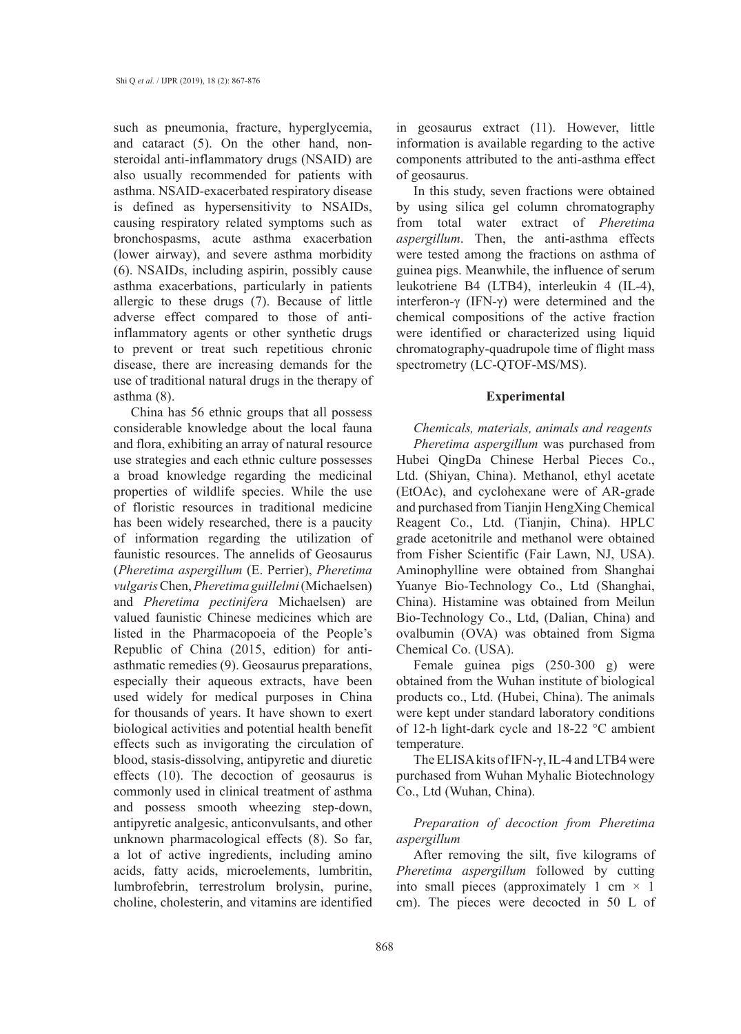such as pneumonia, fracture, hyperglycemia, and cataract (5). On the other hand, non-steroidal anti-inflammatory drugs (NSAID) are also usually recommended for patients with asthma. NSAID-exacerbated respiratory disease is defined as hypersensitivity to NSAIDs, causing respiratory related symptoms such as bronchospasms, acute asthma exacerbation (lower airway), and severe asthma morbidity (6). NSAIDs, including aspirin, possibly cause asthma exacerbations, particularly in patients allergic to these drugs (7). Because of little adverse effect compared to those of anti-inflammatory agents or other synthetic drugs to prevent or treat such repetitious chronic disease, there are increasing demands for the use of traditional natural drugs in the therapy of asthma (8).

China has 56 ethnic groups that all possess considerable knowledge about the local fauna and flora, exhibiting an array of natural resource use strategies and each ethnic culture possesses a broad knowledge regarding the medicinal properties of wildlife species. While the use of floristic resources in traditional medicine has been widely researched, there is a paucity of information regarding the utilization of faunistic resources. The annelids of Geosaurus (*Pheretima aspergillum* (E. Perrier), *Pheretima vulgaris* Chen, *Pheretima guillelmi* (Michaelsen) and *Pheretima pectinifera* Michaelsen) are valued faunistic Chinese medicines which are listed in the Pharmacopoeia of the People's Republic of China (2015, edition) for anti-asthmatic remedies (9). Geosaurus preparations, especially their aqueous extracts, have been used widely for medical purposes in China for thousands of years. It have shown to exert biological activities and potential health benefit effects such as invigorating the circulation of blood, stasis-dissolving, antipyretic and diuretic effects (10). The decoction of geosaurus is commonly used in clinical treatment of asthma and possess smooth wheezing step-down, antipyretic analgesic, anticonvulsants, and other unknown pharmacological effects (8). So far, a lot of active ingredients, including amino acids, fatty acids, microelements, lumbritin, lumbrofebrin, terrestrolum brolysin, purine, choline, cholesterin, and vitamins are identified in geosaurus extract (11). However, little information is available regarding to the active components attributed to the anti-asthma effect of geosaurus.

In this study, seven fractions were obtained by using silica gel column chromatography from total water extract of *Pheretima aspergillum*. Then, the anti-asthma effects were tested among the fractions on asthma of guinea pigs. Meanwhile, the influence of serum leukotriene B4 (LTB4), interleukin 4 (IL-4), interferon-γ (IFN-γ) were determined and the chemical compositions of the active fraction were identified or characterized using liquid chromatography-quadrupole time of flight mass spectrometry (LC-QTOF-MS/MS).

## Experimental

### *Chemicals, materials, animals and reagents*

*Pheretima aspergillum* was purchased from Hubei QingDa Chinese Herbal Pieces Co., Ltd. (Shiyan, China). Methanol, ethyl acetate (EtOAc), and cyclohexane were of AR-grade and purchased from Tianjin HengXing Chemical Reagent Co., Ltd. (Tianjin, China). HPLC grade acetonitrile and methanol were obtained from Fisher Scientific (Fair Lawn, NJ, USA). Aminophylline were obtained from Shanghai Yuanye Bio-Technology Co., Ltd (Shanghai, China). Histamine was obtained from Meilun Bio-Technology Co., Ltd, (Dalian, China) and ovalbumin (OVA) was obtained from Sigma Chemical Co. (USA).

Female guinea pigs (250-300 g) were obtained from the Wuhan institute of biological products co., Ltd. (Hubei, China). The animals were kept under standard laboratory conditions of 12-h light-dark cycle and 18-22 °C ambient temperature.

The ELISA kits of IFN-γ, IL-4 and LTB4 were purchased from Wuhan Myhalic Biotechnology Co., Ltd (Wuhan, China).

### *Preparation of decoction from Pheretima aspergillum*

After removing the silt, five kilograms of *Pheretima aspergillum* followed by cutting into small pieces (approximately 1 cm × 1 cm). The pieces were decocted in 50 L of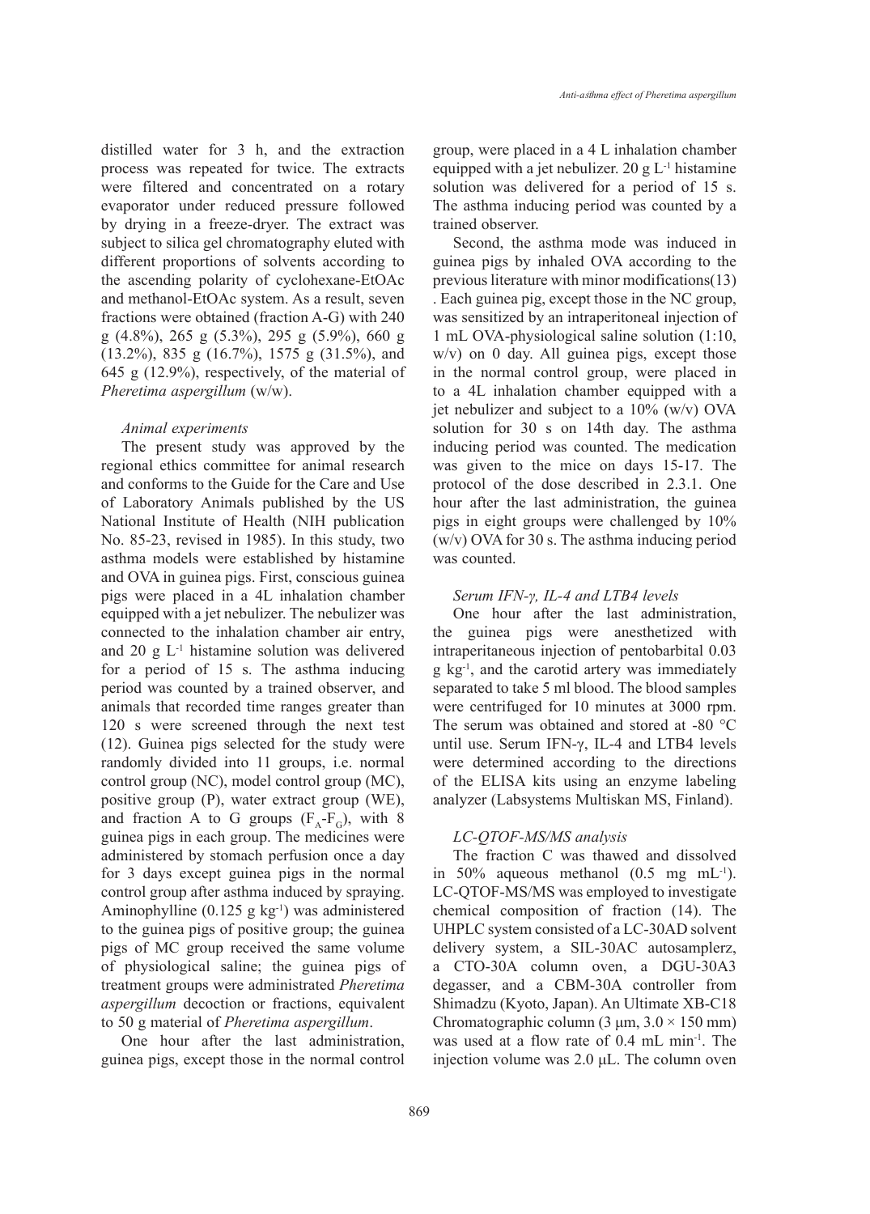distilled water for 3 h, and the extraction process was repeated for twice. The extracts were filtered and concentrated on a rotary evaporator under reduced pressure followed by drying in a freeze-dryer. The extract was subject to silica gel chromatography eluted with different proportions of solvents according to the ascending polarity of cyclohexane-EtOAc and methanol-EtOAc system. As a result, seven fractions were obtained (fraction A-G) with 240 g (4.8%), 265 g (5.3%), 295 g (5.9%), 660 g (13.2%), 835 g (16.7%), 1575 g (31.5%), and 645 g (12.9%), respectively, of the material of *Pheretima aspergillum* (w/w).

*Animal experiments*

The present study was approved by the regional ethics committee for animal research and conforms to the Guide for the Care and Use of Laboratory Animals published by the US National Institute of Health (NIH publication No. 85-23, revised in 1985). In this study, two asthma models were established by histamine and OVA in guinea pigs. First, conscious guinea pigs were placed in a 4L inhalation chamber equipped with a jet nebulizer. The nebulizer was connected to the inhalation chamber air entry, and 20 g $L^{-1}$ histamine solution was delivered for a period of 15 s. The asthma inducing period was counted by a trained observer, and animals that recorded time ranges greater than 120 s were screened through the next test (12). Guinea pigs selected for the study were randomly divided into 11 groups, i.e. normal control group (NC), model control group (MC), positive group (P), water extract group (WE), and fraction A to G groups ($F_A$-$F_G$), with 8 guinea pigs in each group. The medicines were administered by stomach perfusion once a day for 3 days except guinea pigs in the normal control group after asthma induced by spraying. Aminophylline (0.125 g $kg^{-1}$) was administered to the guinea pigs of positive group; the guinea pigs of MC group received the same volume of physiological saline; the guinea pigs of treatment groups were administrated *Pheretima aspergillum* decoction or fractions, equivalent to 50 g material of *Pheretima aspergillum*.

One hour after the last administration, guinea pigs, except those in the normal control group, were placed in a 4 L inhalation chamber equipped with a jet nebulizer. 20 g $L^{-1}$ histamine solution was delivered for a period of 15 s. The asthma inducing period was counted by a trained observer.

Second, the asthma mode was induced in guinea pigs by inhaled OVA according to the previous literature with minor modifications(13) . Each guinea pig, except those in the NC group, was sensitized by an intraperitoneal injection of 1 mL OVA-physiological saline solution (1:10, w/v) on 0 day. All guinea pigs, except those in the normal control group, were placed in to a 4L inhalation chamber equipped with a jet nebulizer and subject to a 10% (w/v) OVA solution for 30 s on 14th day. The asthma inducing period was counted. The medication was given to the mice on days 15-17. The protocol of the dose described in 2.3.1. One hour after the last administration, the guinea pigs in eight groups were challenged by 10% (w/v) OVA for 30 s. The asthma inducing period was counted.

*Serum IFN-γ, IL-4 and LTB4 levels*

One hour after the last administration, the guinea pigs were anesthetized with intraperitoneal injection of pentobarbital 0.03 g $kg^{-1}$, and the carotid artery was immediately separated to take 5 ml blood. The blood samples were centrifuged for 10 minutes at 3000 rpm. The serum was obtained and stored at -80 °C until use. Serum IFN-γ, IL-4 and LTB4 levels were determined according to the directions of the ELISA kits using an enzyme labeling analyzer (Labsystems Multiskan MS, Finland).

*LC-QTOF-MS/MS analysis*

The fraction C was thawed and dissolved in 50% aqueous methanol (0.5 mg $mL^{-1}$). LC-QTOF-MS/MS was employed to investigate chemical composition of fraction (14). The UHPLC system consisted of a LC-30AD solvent delivery system, a SIL-30AC autosamplerz, a CTO-30A column oven, a DGU-30A3 degasser, and a CBM-30A controller from Shimadzu (Kyoto, Japan). An Ultimate XB-C18 Chromatographic column (3 μm, 3.0 × 150 mm) was used at a flow rate of 0.4 mL $min^{-1}$. The injection volume was 2.0 μL. The column oven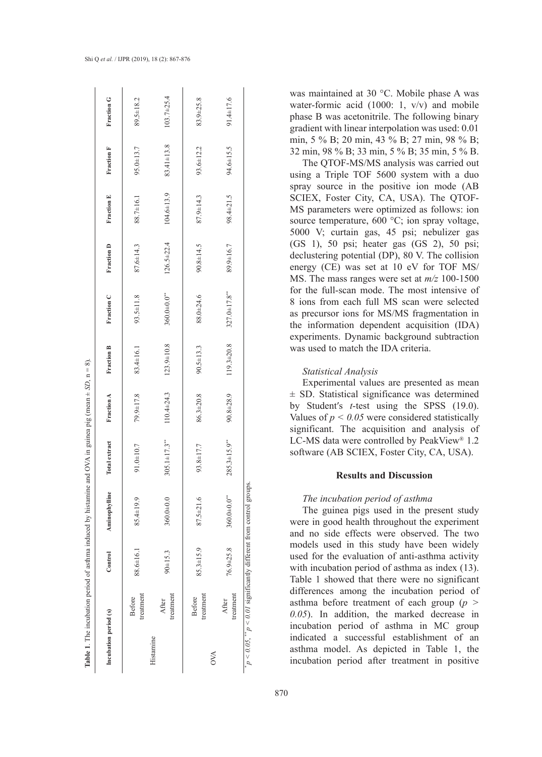**Table 1**. The incubation period of asthma induced by histamine and OVA in guinea pig (mean ± *SD*, n = 8).

| Incubation period (s) | | Control | Aminophylline | Total extract | Fraction A | Fraction B | Fraction C | Fraction D | Fraction E | Fraction F | Fraction G |
|---|---|---|---|---|---|---|---|---|---|---|---|
| Histamine | Before treatment | 88.6±16.1 | 85.4±19.9 | 91.0±10.7 | 79.9±17.8 | 83.4±16.1 | 93.5±11.8 | 87.6±14.3 | 88.7±16.1 | 95.0±13.7 | 89.5±18.2 |
| | After treatment | 90±15.3 | 360.0±0.0 | 305.1±17.3** | 110.4±24.3 | 123.9±10.8 | 360.0±0.0** | 126.5±22.4 | 104.6±13.9 | 83.41±13.8 | 103.7±25.4 |
| OVA | Before treatment | 85.3±15.9 | 87.5±21.6 | 93.8±17.7 | 86.3±20.8 | 90.5±13.3 | 88.0±24.6 | 90.8±14.5 | 87.9±14.3 | 93.6±12.2 | 83.9±25.8 |
| | After treatment | 76.9±25.8 | 360.0±0.0** | 285.3±15.9** | 90.8±28.9 | 119.3±20.8 | 327.0±17.8** | 89.9±16.7 | 98.4±21.5 | 94.6±15.5 | 91.4±17.6 |

* $p < 0.05$, ** $p < 0.01$ significantly different from control groups.

was maintained at 30 °C. Mobile phase A was water-formic acid (1000: 1, v/v) and mobile phase B was acetonitrile. The following binary gradient with linear interpolation was used: 0.01 min, 5 % B; 20 min, 43 % B; 27 min, 98 % B; 32 min, 98 % B; 33 min, 5 % B; 35 min, 5 % B.

The QTOF-MS/MS analysis was carried out using a Triple TOF 5600 system with a duo spray source in the positive ion mode (AB SCIEX, Foster City, CA, USA). The QTOF-MS parameters were optimized as follows: ion source temperature, 600 °C; ion spray voltage, 5000 V; curtain gas, 45 psi; nebulizer gas (GS 1), 50 psi; heater gas (GS 2), 50 psi; declustering potential (DP), 80 V. The collision energy (CE) was set at 10 eV for TOF MS/MS. The mass ranges were set at *m/z* 100-1500 for the full-scan mode. The most intensive of 8 ions from each full MS scan were selected as precursor ions for MS/MS fragmentation in the information dependent acquisition (IDA) experiments. Dynamic background subtraction was used to match the IDA criteria.

### *Statistical Analysis*

Experimental values are presented as mean ± SD. Statistical significance was determined by Student′s *t*-test using the SPSS (19.0). Values of $p < 0.05$ were considered statistically significant. The acquisition and analysis of LC-MS data were controlled by PeakView® 1.2 software (AB SCIEX, Foster City, CA, USA).

## Results and Discussion

### *The incubation period of asthma*

The guinea pigs used in the present study were in good health throughout the experiment and no side effects were observed. The two models used in this study have been widely used for the evaluation of anti-asthma activity with incubation period of asthma as index (13). Table 1 showed that there were no significant differences among the incubation period of asthma before treatment of each group ($p > 0.05$). In addition, the marked decrease in incubation period of asthma in MC group indicated a successful establishment of an asthma model. As depicted in Table 1, the incubation period after treatment in positive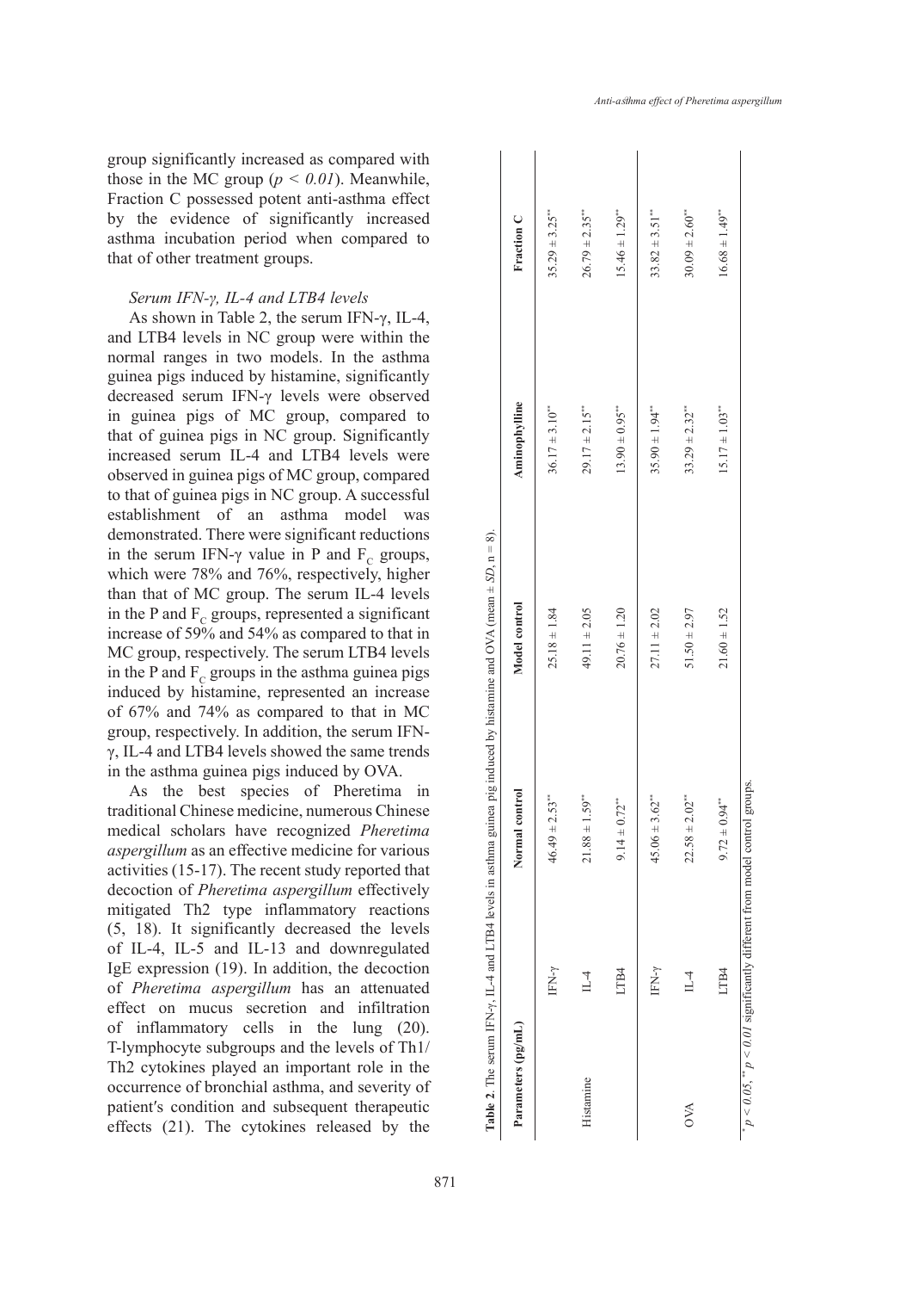group significantly increased as compared with those in the MC group ($p < 0.01$). Meanwhile, Fraction C possessed potent anti-asthma effect by the evidence of significantly increased asthma incubation period when compared to that of other treatment groups.

*Serum IFN-γ, IL-4 and LTB4 levels*

As shown in Table 2, the serum IFN-γ, IL-4, and LTB4 levels in NC group were within the normal ranges in two models. In the asthma guinea pigs induced by histamine, significantly decreased serum IFN-γ levels were observed in guinea pigs of MC group, compared to that of guinea pigs in NC group. Significantly increased serum IL-4 and LTB4 levels were observed in guinea pigs of MC group, compared to that of guinea pigs in NC group. A successful establishment of an asthma model was demonstrated. There were significant reductions in the serum IFN-γ value in P and $F_C$ groups, which were 78% and 76%, respectively, higher than that of MC group. The serum IL-4 levels in the P and $F_C$ groups, represented a significant increase of 59% and 54% as compared to that in MC group, respectively. The serum LTB4 levels in the P and $F_C$ groups in the asthma guinea pigs induced by histamine, represented an increase of 67% and 74% as compared to that in MC group, respectively. In addition, the serum IFN-γ, IL-4 and LTB4 levels showed the same trends in the asthma guinea pigs induced by OVA.

As the best species of Pheretima in traditional Chinese medicine, numerous Chinese medical scholars have recognized *Pheretima aspergillum* as an effective medicine for various activities (15-17). The recent study reported that decoction of *Pheretima aspergillum* effectively mitigated Th2 type inflammatory reactions (5, 18). It significantly decreased the levels of IL-4, IL-5 and IL-13 and downregulated IgE expression (19). In addition, the decoction of *Pheretima aspergillum* has an attenuated effect on mucus secretion and infiltration of inflammatory cells in the lung (20). T-lymphocyte subgroups and the levels of Th1/Th2 cytokines played an important role in the occurrence of bronchial asthma, and severity of patient′s condition and subsequent therapeutic effects (21). The cytokines released by the

**Table 2**. The serum IFN-γ, IL-4 and LTB4 levels in asthma guinea pig induced by histamine and OVA (mean ± *SD*, n = 8).

| Parameters (pg/mL) | | Normal control | Model control | Aminophylline | Fraction C |
|---|---|---|---|---|---|
| | IFN-γ | 46.49 ± 2.53** | 25.18 ± 1.84 | 36.17 ± 3.10** | 35.29 ± 3.25** |
| Histamine | IL-4 | 21.88 ± 1.59** | 49.11 ± 2.05 | 29.17 ± 2.15** | 26.79 ± 2.35** |
| | LTB4 | 9.14 ± 0.72** | 20.76 ± 1.20 | 13.90 ± 0.95** | 15.46 ± 1.29** |
| | IFN-γ | 45.06 ± 3.62** | 27.11 ± 2.02 | 35.90 ± 1.94** | 33.82 ± 3.51** |
| OVA | IL-4 | 22.58 ± 2.02** | 51.50 ± 2.97 | 33.29 ± 2.32** | 30.09 ± 2.60** |
| | LTB4 | 9.72 ± 0.94** | 21.60 ± 1.52 | 15.17 ± 1.03** | 16.68 ± 1.49** |

* $p < 0.05$, ** $p < 0.01$ significantly different from model control groups.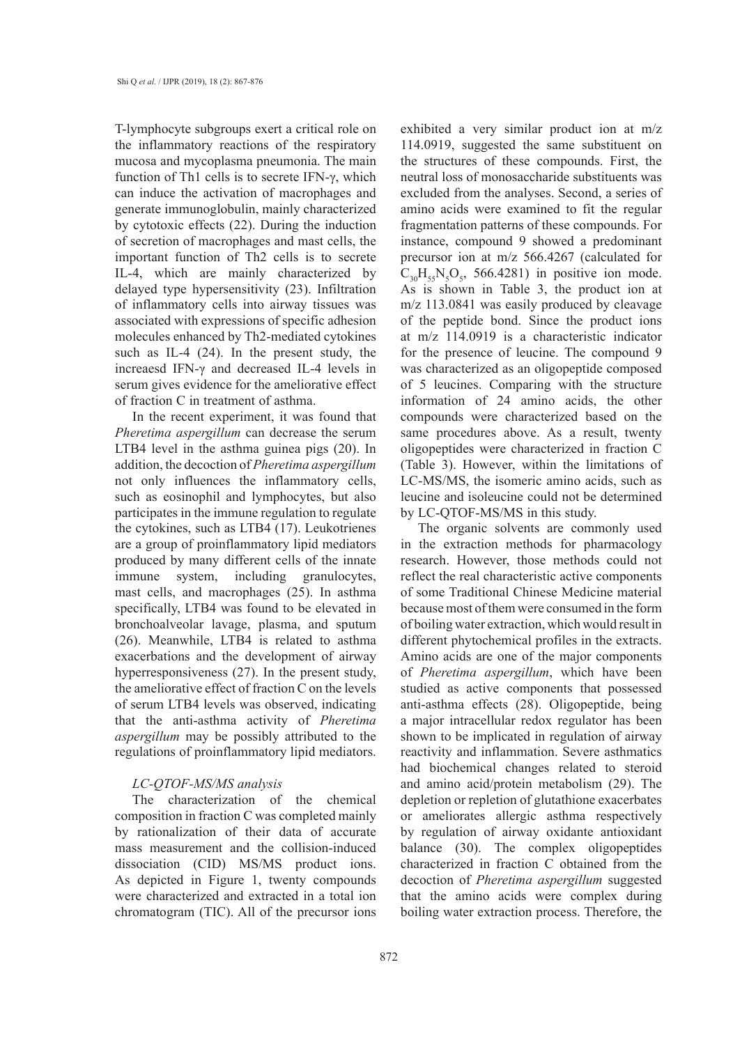T-lymphocyte subgroups exert a critical role on the inflammatory reactions of the respiratory mucosa and mycoplasma pneumonia. The main function of Th1 cells is to secrete IFN-γ, which can induce the activation of macrophages and generate immunoglobulin, mainly characterized by cytotoxic effects (22). During the induction of secretion of macrophages and mast cells, the important function of Th2 cells is to secrete IL-4, which are mainly characterized by delayed type hypersensitivity (23). Infiltration of inflammatory cells into airway tissues was associated with expressions of specific adhesion molecules enhanced by Th2-mediated cytokines such as IL-4 (24). In the present study, the increaesd IFN-γ and decreased IL-4 levels in serum gives evidence for the ameliorative effect of fraction C in treatment of asthma.

In the recent experiment, it was found that *Pheretima aspergillum* can decrease the serum LTB4 level in the asthma guinea pigs (20). In addition, the decoction of *Pheretima aspergillum* not only influences the inflammatory cells, such as eosinophil and lymphocytes, but also participates in the immune regulation to regulate the cytokines, such as LTB4 (17). Leukotrienes are a group of proinflammatory lipid mediators produced by many different cells of the innate immune system, including granulocytes, mast cells, and macrophages (25). In asthma specifically, LTB4 was found to be elevated in bronchoalveolar lavage, plasma, and sputum (26). Meanwhile, LTB4 is related to asthma exacerbations and the development of airway hyperresponsiveness (27). In the present study, the ameliorative effect of fraction C on the levels of serum LTB4 levels was observed, indicating that the anti-asthma activity of *Pheretima aspergillum* may be possibly attributed to the regulations of proinflammatory lipid mediators.

*LC-QTOF-MS/MS analysis*

The characterization of the chemical composition in fraction C was completed mainly by rationalization of their data of accurate mass measurement and the collision-induced dissociation (CID) MS/MS product ions. As depicted in Figure 1, twenty compounds were characterized and extracted in a total ion chromatogram (TIC). All of the precursor ions exhibited a very similar product ion at m/z 114.0919, suggested the same substituent on the structures of these compounds. First, the neutral loss of monosaccharide substituents was excluded from the analyses. Second, a series of amino acids were examined to fit the regular fragmentation patterns of these compounds. For instance, compound 9 showed a predominant precursor ion at m/z 566.4267 (calculated for $C_{30}H_{55}N_5O_5$, 566.4281) in positive ion mode. As is shown in Table 3, the product ion at m/z 113.0841 was easily produced by cleavage of the peptide bond. Since the product ions at m/z 114.0919 is a characteristic indicator for the presence of leucine. The compound 9 was characterized as an oligopeptide composed of 5 leucines. Comparing with the structure information of 24 amino acids, the other compounds were characterized based on the same procedures above. As a result, twenty oligopeptides were characterized in fraction C (Table 3). However, within the limitations of LC-MS/MS, the isomeric amino acids, such as leucine and isoleucine could not be determined by LC-QTOF-MS/MS in this study.

The organic solvents are commonly used in the extraction methods for pharmacology research. However, those methods could not reflect the real characteristic active components of some Traditional Chinese Medicine material because most of them were consumed in the form of boiling water extraction, which would result in different phytochemical profiles in the extracts. Amino acids are one of the major components of *Pheretima aspergillum*, which have been studied as active components that possessed anti-asthma effects (28). Oligopeptide, being a major intracellular redox regulator has been shown to be implicated in regulation of airway reactivity and inflammation. Severe asthmatics had biochemical changes related to steroid and amino acid/protein metabolism (29). The depletion or repletion of glutathione exacerbates or ameliorates allergic asthma respectively by regulation of airway oxidante antioxidant balance (30). The complex oligopeptides characterized in fraction C obtained from the decoction of *Pheretima aspergillum* suggested that the amino acids were complex during boiling water extraction process. Therefore, the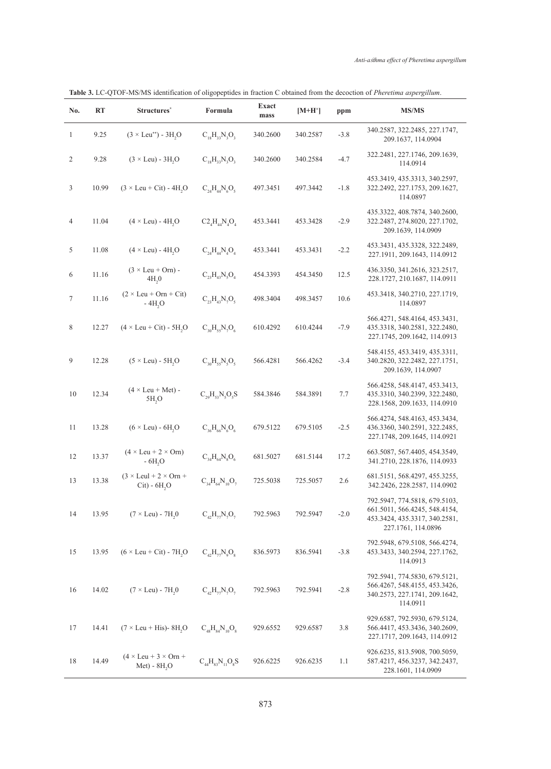**Table 3.** LC-QTOF-MS/MS identification of oligopeptides in fraction C obtained from the decoction of *Pheretima aspergillum*.

| No. | RT | Structures* | Formula | Exact mass | $[M+H^+]$ | ppm | MS/MS |
|---|---|---|---|---|---|---|---|
| 1 | 9.25 | (3 × Leu**) - $3H_2O$ | $C_{18}H_{33}N_3O_3$ | 340.2600 | 340.2587 | -3.8 | 340.2587, 322.2485, 227.1747, 209.1637, 114.0904 |
| 2 | 9.28 | (3 × Leu) - $3H_2O$ | $C_{18}H_{33}N_3O_3$ | 340.2600 | 340.2584 | -4.7 | 322.2481, 227.1746, 209.1639, 114.0914 |
| 3 | 10.99 | (3 × Leu + Cit) - $4H_2O$ | $C_{24}H_{44}N_6O_5$ | 497.3451 | 497.3442 | -1.8 | 453.3419, 435.3313, 340.2597, 322.2492, 227.1753, 209.1627, 114.0897 |
| 4 | 11.04 | (4 × Leu) - $4H_2O$ | $C2_4H_{44}N_4O_4$ | 453.3441 | 453.3428 | -2.9 | 435.3322, 408.7874, 340.2600, 322.2487, 274.8020, 227.1702, 209.1639, 114.0909 |
| 5 | 11.08 | (4 × Leu) - $4H_2O$ | $C_{24}H_{44}N_4O_4$ | 453.3441 | 453.3431 | -2.2 | 453.3431, 435.3328, 322.2489, 227.1911, 209.1643, 114.0912 |
| 6 | 11.16 | (3 × Leu + Orn) - $4H_20$ | $C_{23}H_{43}N_5O_4$ | 454.3393 | 454.3450 | 12.5 | 436.3350, 341.2616, 323.2517, 228.1727, 210.1687, 114.0911 |
| 7 | 11.16 | (2 × Leu + Orn + Cit) - $4H_2O$ | $C_{23}H_{43}N_7O_5$ | 498.3404 | 498.3457 | 10.6 | 453.3418, 340.2710, 227.1719, 114.0897 |
| 8 | 12.27 | (4 × Leu + Cit) - $5H_2O$ | $C_{30}H_{55}N_7O_6$ | 610.4292 | 610.4244 | -7.9 | 566.4271, 548.4164, 453.3431, 435.3318, 340.2581, 322.2480, 227.1745, 209.1642, 114.0913 |
| 9 | 12.28 | (5 × Leu) - $5H_2O$ | $C_{30}H_{55}N_5O_5$ | 566.4281 | 566.4262 | -3.4 | 548.4155, 453.3419, 435.3311, 340.2820, 322.2482, 227.1751, 209.1639, 114.0907 |
| 10 | 12.34 | (4 × Leu + Met) - $5H_2O$ | $C_{29}H_{53}N_5O_5S$ | 584.3846 | 584.3891 | 7.7 | 566.4258, 548.4147, 453.3413, 435.3310, 340.2399, 322.2480, 228.1568, 209.1633, 114.0910 |
| 11 | 13.28 | (6 × Leu) - $6H_2O$ | $C_{36}H_{66}N_6O_6$ | 679.5122 | 679.5105 | -2.5 | 566.4274, 548.4163, 453.3434, 436.3360, 340.2591, 322.2485, 227.1748, 209.1645, 114.0921 |
| 12 | 13.37 | (4 × Leu + 2 × Orn) - $6H_2O$ | $C_{34}H_{64}N_8O_6$ | 681.5027 | 681.5144 | 17.2 | 663.5087, 567.4405, 454.3549, 341.2710, 228.1876, 114.0933 |
| 13 | 13.38 | (3 × Leul + 2 × Orn + Cit) - $6H_2O$ | $C_{34}H_{64}N_{10}O_7$ | 725.5038 | 725.5057 | 2.6 | 681.5151, 568.4297, 455.3255, 342.2426, 228.2587, 114.0902 |
| 14 | 13.95 | (7 × Leu) - $7H_20$ | $C_{42}H_{77}N_7O_7$ | 792.5963 | 792.5947 | -2.0 | 792.5947, 774.5818, 679.5103, 661.5011, 566.4245, 548.4154, 453.3424, 435.3317, 340.2581, 227.1761, 114.0896 |
| 15 | 13.95 | (6 × Leu + Cit) - $7H_2O$ | $C_{42}H_{77}N_9O_8$ | 836.5973 | 836.5941 | -3.8 | 792.5948, 679.5108, 566.4274, 453.3433, 340.2594, 227.1762, 114.0913 |
| 16 | 14.02 | (7 × Leu) - $7H_20$ | $C_{42}H_{77}N_7O_7$ | 792.5963 | 792.5941 | -2.8 | 792.5941, 774.5830, 679.5121, 566.4267, 548.4155, 453.3426, 340.2573, 227.1741, 209.1642, 114.0911 |
| 17 | 14.41 | (7 × Leu + His)- $8H_2O$ | $C_{48}H_{84}N_{10}O_8$ | 929.6552 | 929.6587 | 3.8 | 929.6587, 792.5930, 679.5124, 566.4417, 453.3436, 340.2609, 227.1717, 209.1643, 114.0912 |
| 18 | 14.49 | (4 × Leu + 3 × Orn + Met) - $8H_2O$ | $C_{44}H_{83}N_{11}O_8S$ | 926.6225 | 926.6235 | 1.1 | 926.6235, 813.5908, 700.5059, 587.4217, 456.3237, 342.2437, 228.1601, 114.0909 |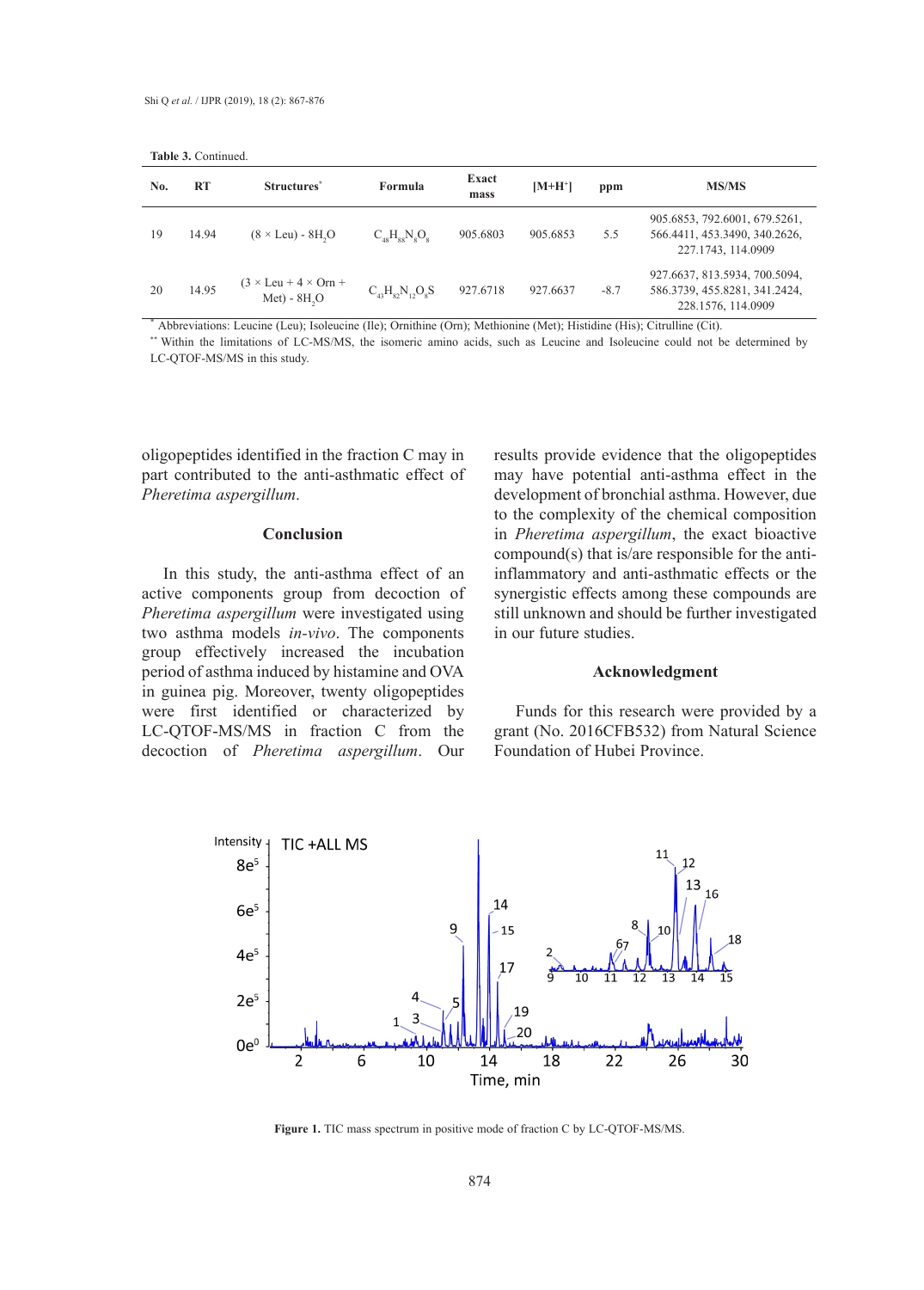**Table 3.** Continued.

| No. | RT | Structures* | Formula | Exact mass | [M+H+] | ppm | MS/MS |
|---|---|---|---|---|---|---|---|
| 19 | 14.94 | (8 × Leu) - $8H_2O$ | $C_{48}H_{88}N_8O_8$ | 905.6803 | 905.6853 | 5.5 | 905.6853, 792.6001, 679.5261, 566.4411, 453.3490, 340.2626, 227.1743, 114.0909 |
| 20 | 14.95 | (3 × Leu + 4 × Orn + Met) - $8H_2O$ | $C_{43}H_{82}N_{12}O_8S$ | 927.6718 | 927.6637 | -8.7 | 927.6637, 813.5934, 700.5094, 586.3739, 455.8281, 341.2424, 228.1576, 114.0909 |

* Abbreviations: Leucine (Leu); Isoleucine (Ile); Ornithine (Orn); Methionine (Met); Histidine (His); Citrulline (Cit).

** Within the limitations of LC-MS/MS, the isomeric amino acids, such as Leucine and Isoleucine could not be determined by LC-QTOF-MS/MS in this study.

oligopeptides identified in the fraction C may in part contributed to the anti-asthmatic effect of *Pheretima aspergillum*.

## Conclusion

In this study, the anti-asthma effect of an active components group from decoction of *Pheretima aspergillum* were investigated using two asthma models *in-vivo*. The components group effectively increased the incubation period of asthma induced by histamine and OVA in guinea pig. Moreover, twenty oligopeptides were first identified or characterized by LC-QTOF-MS/MS in fraction C from the decoction of *Pheretima aspergillum*. Our results provide evidence that the oligopeptides may have potential anti-asthma effect in the development of bronchial asthma. However, due to the complexity of the chemical composition in *Pheretima aspergillum*, the exact bioactive compound(s) that is/are responsible for the anti-inflammatory and anti-asthmatic effects or the synergistic effects among these compounds are still unknown and should be further investigated in our future studies.

## Acknowledgment

Funds for this research were provided by a grant (No. 2016CFB532) from Natural Science Foundation of Hubei Province.

**Figure 1.** TIC mass spectrum in positive mode of fraction C by LC-QTOF-MS/MS.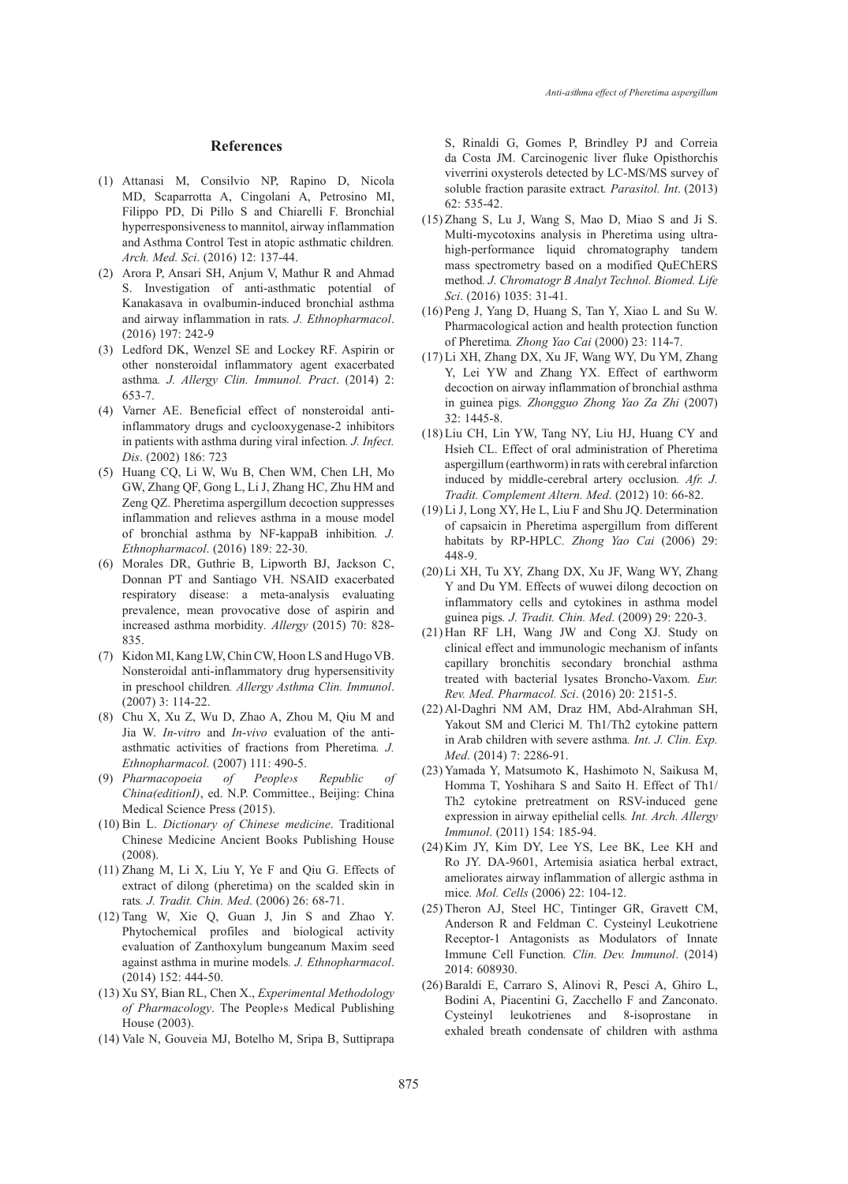## References

(1) Attanasi M, Consilvio NP, Rapino D, Nicola MD, Scaparrotta A, Cingolani A, Petrosino MI, Filippo PD, Di Pillo S and Chiarelli F. Bronchial hyperresponsiveness to mannitol, airway inflammation and Asthma Control Test in atopic asthmatic children. *Arch. Med. Sci*. (2016) 12: 137-44.

(2) Arora P, Ansari SH, Anjum V, Mathur R and Ahmad S. Investigation of anti-asthmatic potential of Kanakasava in ovalbumin-induced bronchial asthma and airway inflammation in rats. *J. Ethnopharmacol*. (2016) 197: 242-9

(3) Ledford DK, Wenzel SE and Lockey RF. Aspirin or other nonsteroidal inflammatory agent exacerbated asthma. *J. Allergy Clin. Immunol. Pract*. (2014) 2: 653-7.

(4) Varner AE. Beneficial effect of nonsteroidal anti-inflammatory drugs and cyclooxygenase-2 inhibitors in patients with asthma during viral infection. *J. Infect. Dis*. (2002) 186: 723

(5) Huang CQ, Li W, Wu B, Chen WM, Chen LH, Mo GW, Zhang QF, Gong L, Li J, Zhang HC, Zhu HM and Zeng QZ. Pheretima aspergillum decoction suppresses inflammation and relieves asthma in a mouse model of bronchial asthma by NF-kappaB inhibition. *J. Ethnopharmacol*. (2016) 189: 22-30.

(6) Morales DR, Guthrie B, Lipworth BJ, Jackson C, Donnan PT and Santiago VH. NSAID exacerbated respiratory disease: a meta-analysis evaluating prevalence, mean provocative dose of aspirin and increased asthma morbidity. *Allergy* (2015) 70: 828-835.

(7) Kidon MI, Kang LW, Chin CW, Hoon LS and Hugo VB. Nonsteroidal anti-inflammatory drug hypersensitivity in preschool children. *Allergy Asthma Clin. Immunol*. (2007) 3: 114-22.

(8) Chu X, Xu Z, Wu D, Zhao A, Zhou M, Qiu M and Jia W. *In-vitro* and *In-vivo* evaluation of the anti-asthmatic activities of fractions from Pheretima. *J. Ethnopharmacol*. (2007) 111: 490-5.

(9) *Pharmacopoeia of People›s Republic of China(editionI)*, ed. N.P. Committee., Beijing: China Medical Science Press (2015).

(10) Bin L. *Dictionary of Chinese medicine*. Traditional Chinese Medicine Ancient Books Publishing House (2008).

(11) Zhang M, Li X, Liu Y, Ye F and Qiu G. Effects of extract of dilong (pheretima) on the scalded skin in rats. *J. Tradit. Chin. Med*. (2006) 26: 68-71.

(12) Tang W, Xie Q, Guan J, Jin S and Zhao Y. Phytochemical profiles and biological activity evaluation of Zanthoxylum bungeanum Maxim seed against asthma in murine models. *J. Ethnopharmacol*. (2014) 152: 444-50.

(13) Xu SY, Bian RL, Chen X., *Experimental Methodology of Pharmacology*. The People›s Medical Publishing House (2003).

(14) Vale N, Gouveia MJ, Botelho M, Sripa B, Suttiprapa S, Rinaldi G, Gomes P, Brindley PJ and Correia da Costa JM. Carcinogenic liver fluke Opisthorchis viverrini oxysterols detected by LC-MS/MS survey of soluble fraction parasite extract. *Parasitol. Int*. (2013) 62: 535-42.

(15) Zhang S, Lu J, Wang S, Mao D, Miao S and Ji S. Multi-mycotoxins analysis in Pheretima using ultra-high-performance liquid chromatography tandem mass spectrometry based on a modified QuEChERS method. *J. Chromatogr B Analyt Technol. Biomed. Life Sci*. (2016) 1035: 31-41.

(16) Peng J, Yang D, Huang S, Tan Y, Xiao L and Su W. Pharmacological action and health protection function of Pheretima. *Zhong Yao Cai* (2000) 23: 114-7.

(17) Li XH, Zhang DX, Xu JF, Wang WY, Du YM, Zhang Y, Lei YW and Zhang YX. Effect of earthworm decoction on airway inflammation of bronchial asthma in guinea pigs. *Zhongguo Zhong Yao Za Zhi* (2007) 32: 1445-8.

(18) Liu CH, Lin YW, Tang NY, Liu HJ, Huang CY and Hsieh CL. Effect of oral administration of Pheretima aspergillum (earthworm) in rats with cerebral infarction induced by middle-cerebral artery occlusion. *Afr. J. Tradit. Complement Altern. Med*. (2012) 10: 66-82.

(19) Li J, Long XY, He L, Liu F and Shu JQ. Determination of capsaicin in Pheretima aspergillum from different habitats by RP-HPLC. *Zhong Yao Cai* (2006) 29: 448-9.

(20) Li XH, Tu XY, Zhang DX, Xu JF, Wang WY, Zhang Y and Du YM. Effects of wuwei dilong decoction on inflammatory cells and cytokines in asthma model guinea pigs. *J. Tradit. Chin. Med*. (2009) 29: 220-3.

(21) Han RF LH, Wang JW and Cong XJ. Study on clinical effect and immunologic mechanism of infants capillary bronchitis secondary bronchial asthma treated with bacterial lysates Broncho-Vaxom. *Eur. Rev. Med. Pharmacol. Sci*. (2016) 20: 2151-5.

(22) Al-Daghri NM AM, Draz HM, Abd-Alrahman SH, Yakout SM and Clerici M. Th1/Th2 cytokine pattern in Arab children with severe asthma. *Int. J. Clin. Exp. Med*. (2014) 7: 2286-91.

(23) Yamada Y, Matsumoto K, Hashimoto N, Saikusa M, Homma T, Yoshihara S and Saito H. Effect of Th1/Th2 cytokine pretreatment on RSV-induced gene expression in airway epithelial cells. *Int. Arch. Allergy Immunol*. (2011) 154: 185-94.

(24) Kim JY, Kim DY, Lee YS, Lee BK, Lee KH and Ro JY. DA-9601, Artemisia asiatica herbal extract, ameliorates airway inflammation of allergic asthma in mice. *Mol. Cells* (2006) 22: 104-12.

(25) Theron AJ, Steel HC, Tintinger GR, Gravett CM, Anderson R and Feldman C. Cysteinyl Leukotriene Receptor-1 Antagonists as Modulators of Innate Immune Cell Function. *Clin. Dev. Immunol*. (2014) 2014: 608930.

(26) Baraldi E, Carraro S, Alinovi R, Pesci A, Ghiro L, Bodini A, Piacentini G, Zacchello F and Zanconato. Cysteinyl leukotrienes and 8-isoprostane in exhaled breath condensate of children with asthma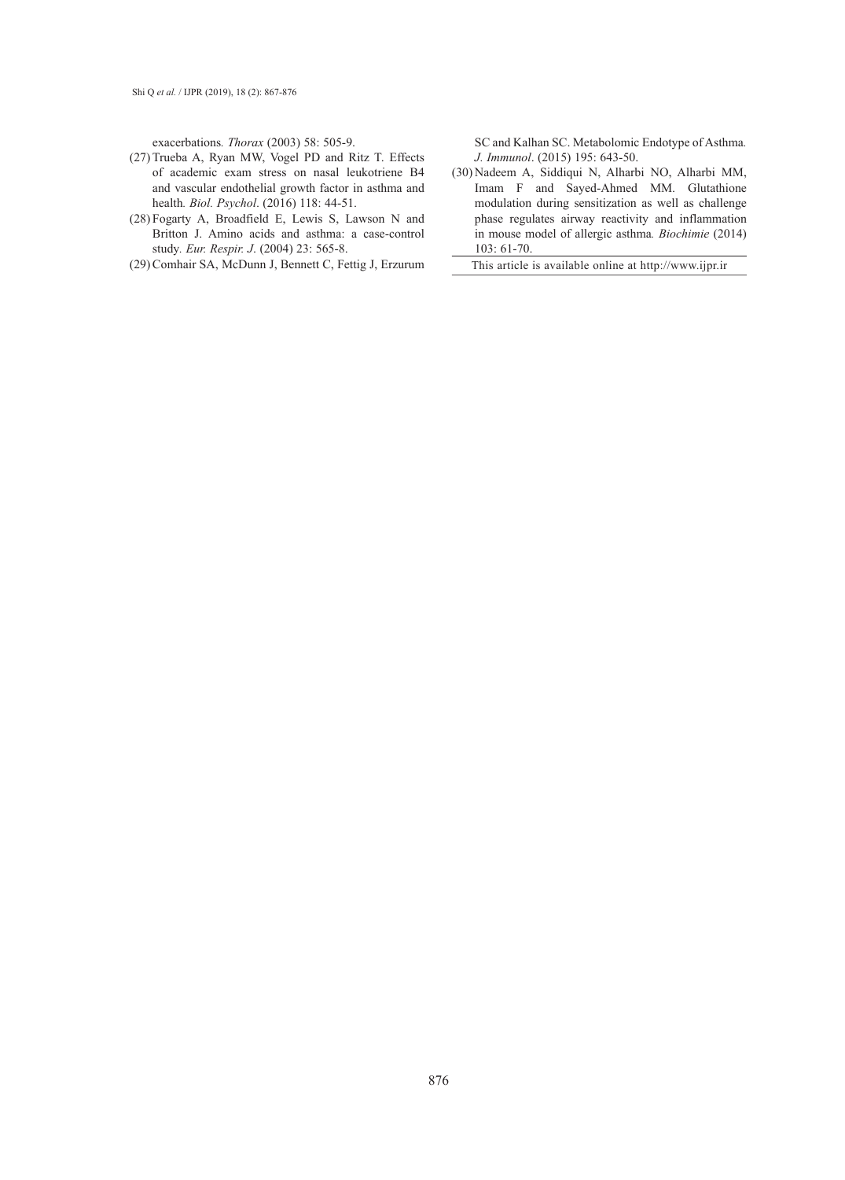exacerbations*. Thorax* (2003) 58: 505-9.

(27) Trueba A, Ryan MW, Vogel PD and Ritz T. Effects of academic exam stress on nasal leukotriene B4 and vascular endothelial growth factor in asthma and health*. Biol. Psychol*. (2016) 118: 44-51.

(28) Fogarty A, Broadfield E, Lewis S, Lawson N and Britton J. Amino acids and asthma: a case-control study*. Eur. Respir. J*. (2004) 23: 565-8.

(29) Comhair SA, McDunn J, Bennett C, Fettig J, Erzurum SC and Kalhan SC. Metabolomic Endotype of Asthma*. J. Immunol*. (2015) 195: 643-50.

(30) Nadeem A, Siddiqui N, Alharbi NO, Alharbi MM, Imam F and Sayed-Ahmed MM. Glutathione modulation during sensitization as well as challenge phase regulates airway reactivity and inflammation in mouse model of allergic asthma*. Biochimie* (2014) 103: 61-70.

This article is available online at http://www.ijpr.ir